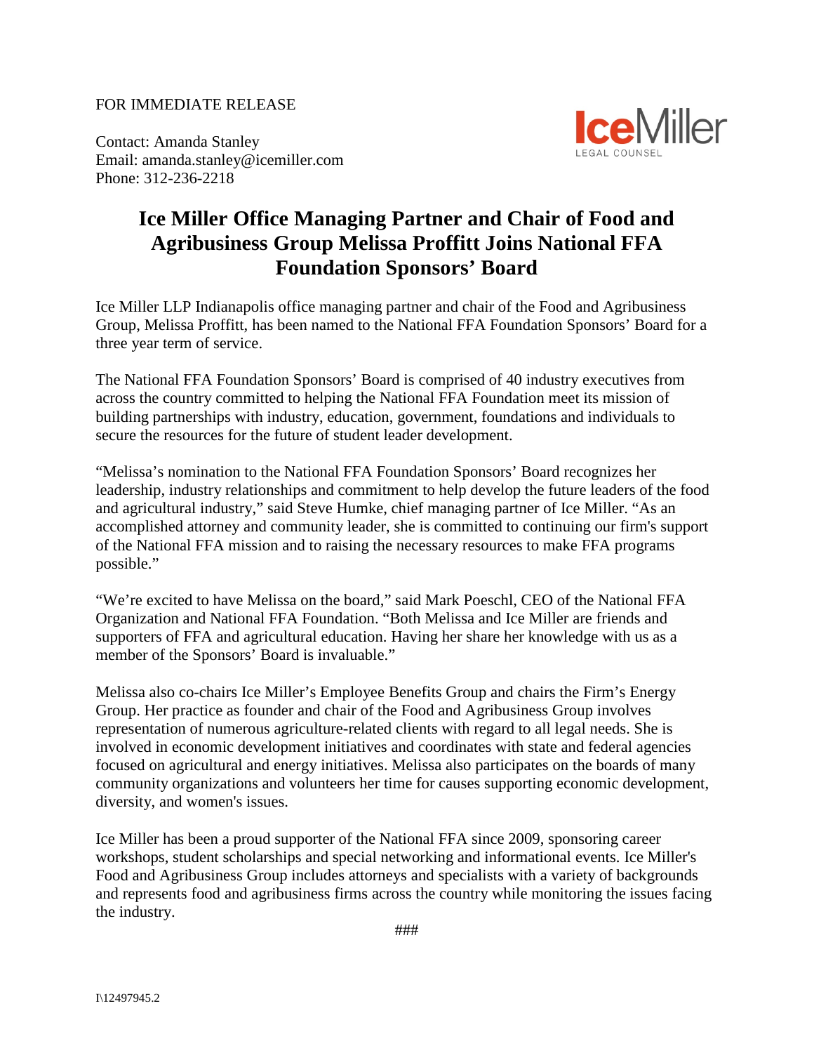FOR IMMEDIATE RELEASE

Contact: Amanda Stanley
Email: amanda.stanley@icemiller.com
Phone: 312-236-2218

IceMiller
LEGAL COUNSEL

# Ice Miller Office Managing Partner and Chair of Food and Agribusiness Group Melissa Proffitt Joins National FFA Foundation Sponsors' Board

Ice Miller LLP Indianapolis office managing partner and chair of the Food and Agribusiness Group, Melissa Proffitt, has been named to the National FFA Foundation Sponsors' Board for a three year term of service.

The National FFA Foundation Sponsors' Board is comprised of 40 industry executives from across the country committed to helping the National FFA Foundation meet its mission of building partnerships with industry, education, government, foundations and individuals to secure the resources for the future of student leader development.

"Melissa's nomination to the National FFA Foundation Sponsors' Board recognizes her leadership, industry relationships and commitment to help develop the future leaders of the food and agricultural industry," said Steve Humke, chief managing partner of Ice Miller. "As an accomplished attorney and community leader, she is committed to continuing our firm's support of the National FFA mission and to raising the necessary resources to make FFA programs possible."

"We're excited to have Melissa on the board," said Mark Poeschl, CEO of the National FFA Organization and National FFA Foundation. "Both Melissa and Ice Miller are friends and supporters of FFA and agricultural education. Having her share her knowledge with us as a member of the Sponsors' Board is invaluable."

Melissa also co-chairs Ice Miller's Employee Benefits Group and chairs the Firm's Energy Group. Her practice as founder and chair of the Food and Agribusiness Group involves representation of numerous agriculture-related clients with regard to all legal needs. She is involved in economic development initiatives and coordinates with state and federal agencies focused on agricultural and energy initiatives. Melissa also participates on the boards of many community organizations and volunteers her time for causes supporting economic development, diversity, and women's issues.

Ice Miller has been a proud supporter of the National FFA since 2009, sponsoring career workshops, student scholarships and special networking and informational events. Ice Miller's Food and Agribusiness Group includes attorneys and specialists with a variety of backgrounds and represents food and agribusiness firms across the country while monitoring the issues facing the industry.

###

I\12497945.2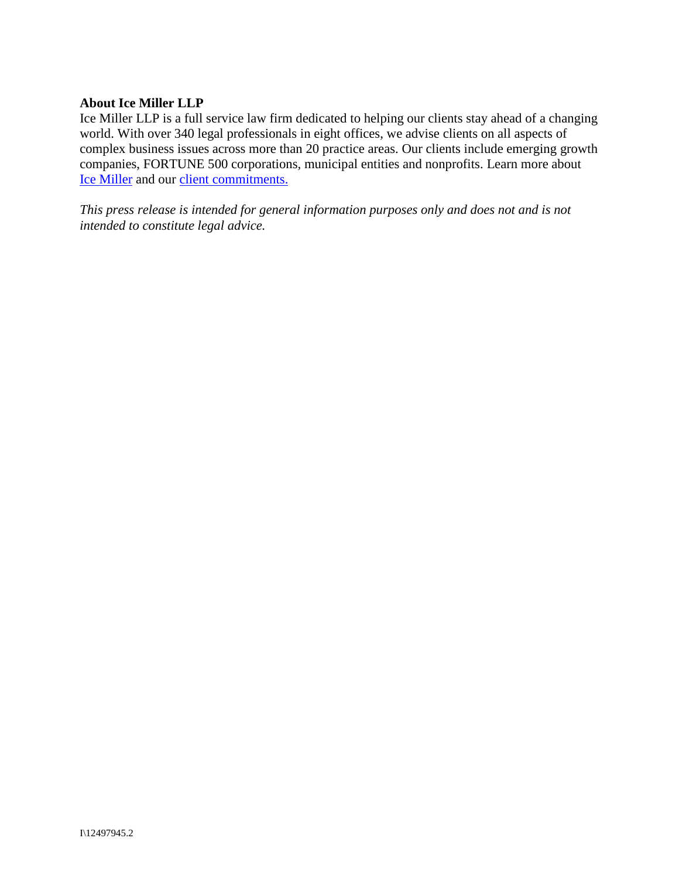**About Ice Miller LLP**

Ice Miller LLP is a full service law firm dedicated to helping our clients stay ahead of a changing world. With over 340 legal professionals in eight offices, we advise clients on all aspects of complex business issues across more than 20 practice areas. Our clients include emerging growth companies, FORTUNE 500 corporations, municipal entities and nonprofits. Learn more about Ice Miller and our client commitments.

*This press release is intended for general information purposes only and does not and is not intended to constitute legal advice.*

I\12497945.2